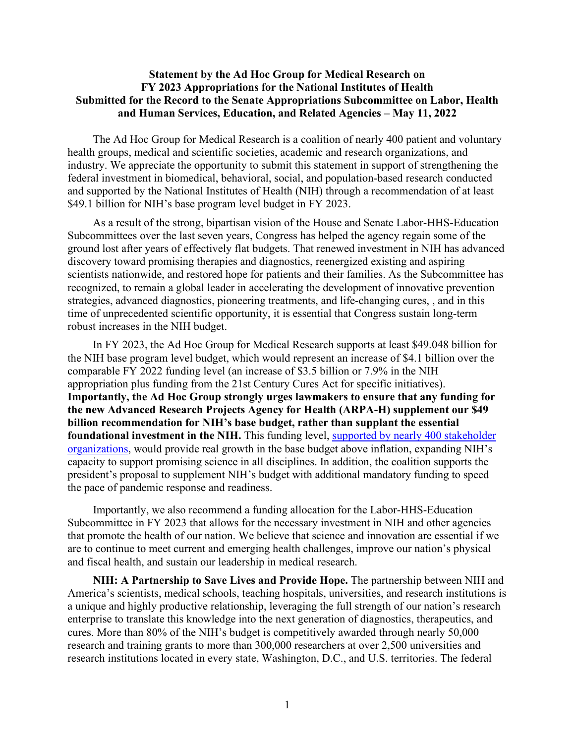**Statement by the Ad Hoc Group for Medical Research on FY 2023 Appropriations for the National Institutes of Health Submitted for the Record to the Senate Appropriations Subcommittee on Labor, Health and Human Services, Education, and Related Agencies – May 11, 2022**

The Ad Hoc Group for Medical Research is a coalition of nearly 400 patient and voluntary health groups, medical and scientific societies, academic and research organizations, and industry. We appreciate the opportunity to submit this statement in support of strengthening the federal investment in biomedical, behavioral, social, and population-based research conducted and supported by the National Institutes of Health (NIH) through a recommendation of at least $49.1 billion for NIH's base program level budget in FY 2023.

As a result of the strong, bipartisan vision of the House and Senate Labor-HHS-Education Subcommittees over the last seven years, Congress has helped the agency regain some of the ground lost after years of effectively flat budgets. That renewed investment in NIH has advanced discovery toward promising therapies and diagnostics, reenergized existing and aspiring scientists nationwide, and restored hope for patients and their families. As the Subcommittee has recognized, to remain a global leader in accelerating the development of innovative prevention strategies, advanced diagnostics, pioneering treatments, and life-changing cures, , and in this time of unprecedented scientific opportunity, it is essential that Congress sustain long-term robust increases in the NIH budget.

In FY 2023, the Ad Hoc Group for Medical Research supports at least $49.048 billion for the NIH base program level budget, which would represent an increase of $4.1 billion over the comparable FY 2022 funding level (an increase of $3.5 billion or 7.9% in the NIH appropriation plus funding from the 21st Century Cures Act for specific initiatives). **Importantly, the Ad Hoc Group strongly urges lawmakers to ensure that any funding for the new Advanced Research Projects Agency for Health (ARPA-H) supplement our $49 billion recommendation for NIH's base budget, rather than supplant the essential foundational investment in the NIH.** This funding level, supported by nearly 400 stakeholder organizations, would provide real growth in the base budget above inflation, expanding NIH's capacity to support promising science in all disciplines. In addition, the coalition supports the president's proposal to supplement NIH's budget with additional mandatory funding to speed the pace of pandemic response and readiness.

Importantly, we also recommend a funding allocation for the Labor-HHS-Education Subcommittee in FY 2023 that allows for the necessary investment in NIH and other agencies that promote the health of our nation. We believe that science and innovation are essential if we are to continue to meet current and emerging health challenges, improve our nation's physical and fiscal health, and sustain our leadership in medical research.

**NIH: A Partnership to Save Lives and Provide Hope.** The partnership between NIH and America's scientists, medical schools, teaching hospitals, universities, and research institutions is a unique and highly productive relationship, leveraging the full strength of our nation's research enterprise to translate this knowledge into the next generation of diagnostics, therapeutics, and cures. More than 80% of the NIH's budget is competitively awarded through nearly 50,000 research and training grants to more than 300,000 researchers at over 2,500 universities and research institutions located in every state, Washington, D.C., and U.S. territories. The federal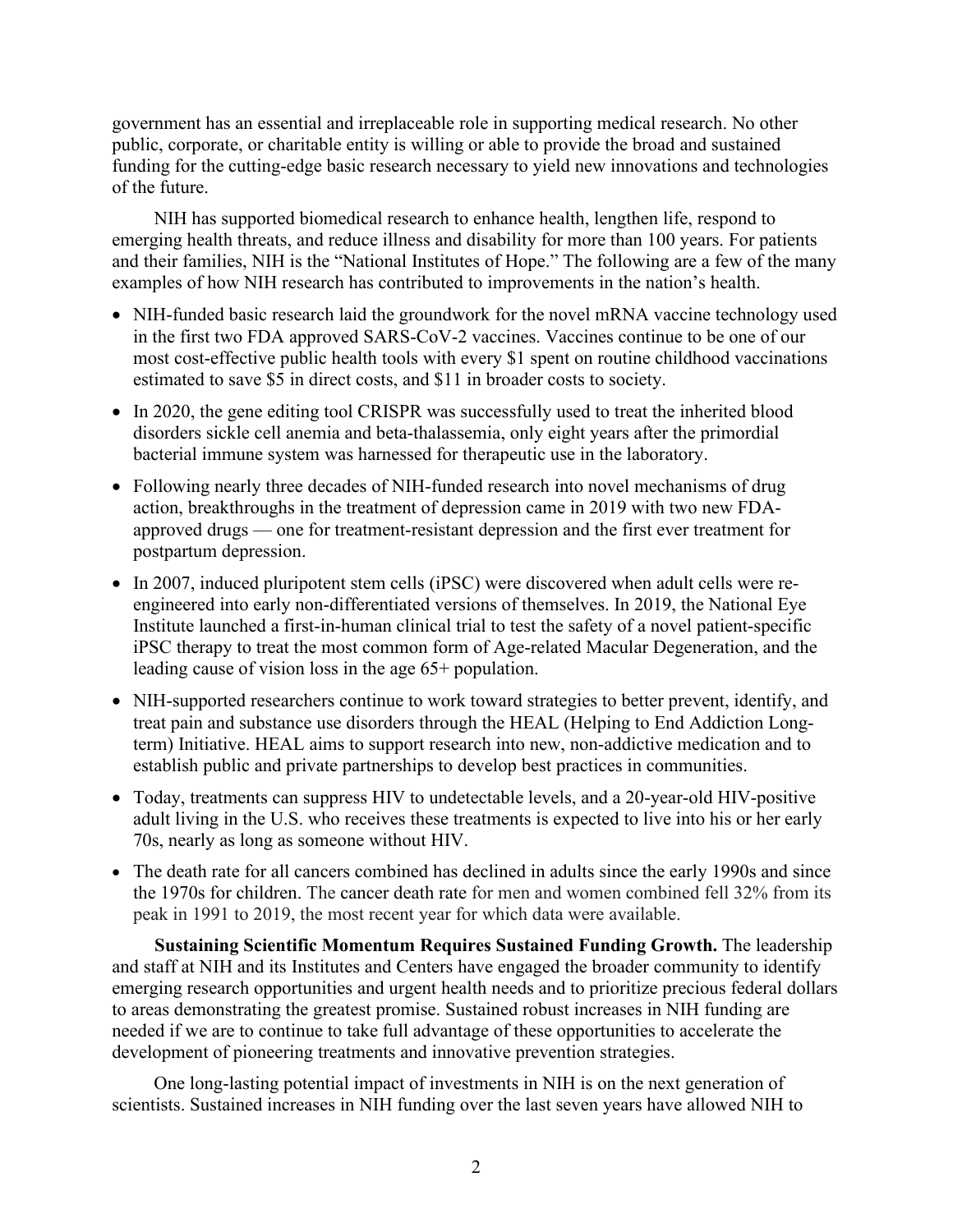government has an essential and irreplaceable role in supporting medical research. No other public, corporate, or charitable entity is willing or able to provide the broad and sustained funding for the cutting-edge basic research necessary to yield new innovations and technologies of the future.

NIH has supported biomedical research to enhance health, lengthen life, respond to emerging health threats, and reduce illness and disability for more than 100 years. For patients and their families, NIH is the "National Institutes of Hope." The following are a few of the many examples of how NIH research has contributed to improvements in the nation's health.

- NIH-funded basic research laid the groundwork for the novel mRNA vaccine technology used in the first two FDA approved SARS-CoV-2 vaccines. Vaccines continue to be one of our most cost-effective public health tools with every $1 spent on routine childhood vaccinations estimated to save $5 in direct costs, and $11 in broader costs to society.
- In 2020, the gene editing tool CRISPR was successfully used to treat the inherited blood disorders sickle cell anemia and beta-thalassemia, only eight years after the primordial bacterial immune system was harnessed for therapeutic use in the laboratory.
- Following nearly three decades of NIH-funded research into novel mechanisms of drug action, breakthroughs in the treatment of depression came in 2019 with two new FDA-approved drugs — one for treatment-resistant depression and the first ever treatment for postpartum depression.
- In 2007, induced pluripotent stem cells (iPSC) were discovered when adult cells were re-engineered into early non-differentiated versions of themselves. In 2019, the National Eye Institute launched a first-in-human clinical trial to test the safety of a novel patient-specific iPSC therapy to treat the most common form of Age-related Macular Degeneration, and the leading cause of vision loss in the age 65+ population.
- NIH-supported researchers continue to work toward strategies to better prevent, identify, and treat pain and substance use disorders through the HEAL (Helping to End Addiction Long-term) Initiative. HEAL aims to support research into new, non-addictive medication and to establish public and private partnerships to develop best practices in communities.
- Today, treatments can suppress HIV to undetectable levels, and a 20-year-old HIV-positive adult living in the U.S. who receives these treatments is expected to live into his or her early 70s, nearly as long as someone without HIV.
- The death rate for all cancers combined has declined in adults since the early 1990s and since the 1970s for children. The cancer death rate for men and women combined fell 32% from its peak in 1991 to 2019, the most recent year for which data were available.

**Sustaining Scientific Momentum Requires Sustained Funding Growth.** The leadership and staff at NIH and its Institutes and Centers have engaged the broader community to identify emerging research opportunities and urgent health needs and to prioritize precious federal dollars to areas demonstrating the greatest promise. Sustained robust increases in NIH funding are needed if we are to continue to take full advantage of these opportunities to accelerate the development of pioneering treatments and innovative prevention strategies.

One long-lasting potential impact of investments in NIH is on the next generation of scientists. Sustained increases in NIH funding over the last seven years have allowed NIH to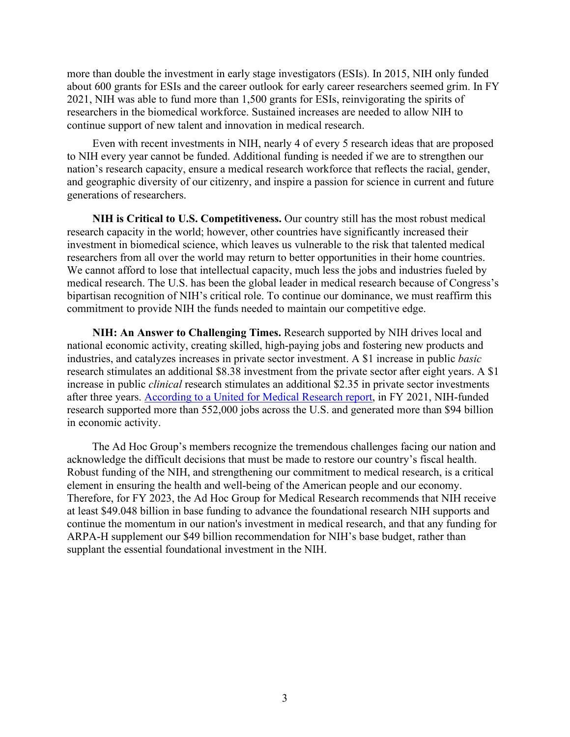more than double the investment in early stage investigators (ESIs). In 2015, NIH only funded about 600 grants for ESIs and the career outlook for early career researchers seemed grim. In FY 2021, NIH was able to fund more than 1,500 grants for ESIs, reinvigorating the spirits of researchers in the biomedical workforce. Sustained increases are needed to allow NIH to continue support of new talent and innovation in medical research.

Even with recent investments in NIH, nearly 4 of every 5 research ideas that are proposed to NIH every year cannot be funded. Additional funding is needed if we are to strengthen our nation's research capacity, ensure a medical research workforce that reflects the racial, gender, and geographic diversity of our citizenry, and inspire a passion for science in current and future generations of researchers.

**NIH is Critical to U.S. Competitiveness.** Our country still has the most robust medical research capacity in the world; however, other countries have significantly increased their investment in biomedical science, which leaves us vulnerable to the risk that talented medical researchers from all over the world may return to better opportunities in their home countries. We cannot afford to lose that intellectual capacity, much less the jobs and industries fueled by medical research. The U.S. has been the global leader in medical research because of Congress's bipartisan recognition of NIH's critical role. To continue our dominance, we must reaffirm this commitment to provide NIH the funds needed to maintain our competitive edge.

**NIH: An Answer to Challenging Times.** Research supported by NIH drives local and national economic activity, creating skilled, high-paying jobs and fostering new products and industries, and catalyzes increases in private sector investment. A $1 increase in public *basic* research stimulates an additional $8.38 investment from the private sector after eight years. A $1 increase in public *clinical* research stimulates an additional $2.35 in private sector investments after three years. According to a United for Medical Research report, in FY 2021, NIH-funded research supported more than 552,000 jobs across the U.S. and generated more than $94 billion in economic activity.

The Ad Hoc Group's members recognize the tremendous challenges facing our nation and acknowledge the difficult decisions that must be made to restore our country's fiscal health. Robust funding of the NIH, and strengthening our commitment to medical research, is a critical element in ensuring the health and well-being of the American people and our economy. Therefore, for FY 2023, the Ad Hoc Group for Medical Research recommends that NIH receive at least $49.048 billion in base funding to advance the foundational research NIH supports and continue the momentum in our nation's investment in medical research, and that any funding for ARPA-H supplement our $49 billion recommendation for NIH's base budget, rather than supplant the essential foundational investment in the NIH.